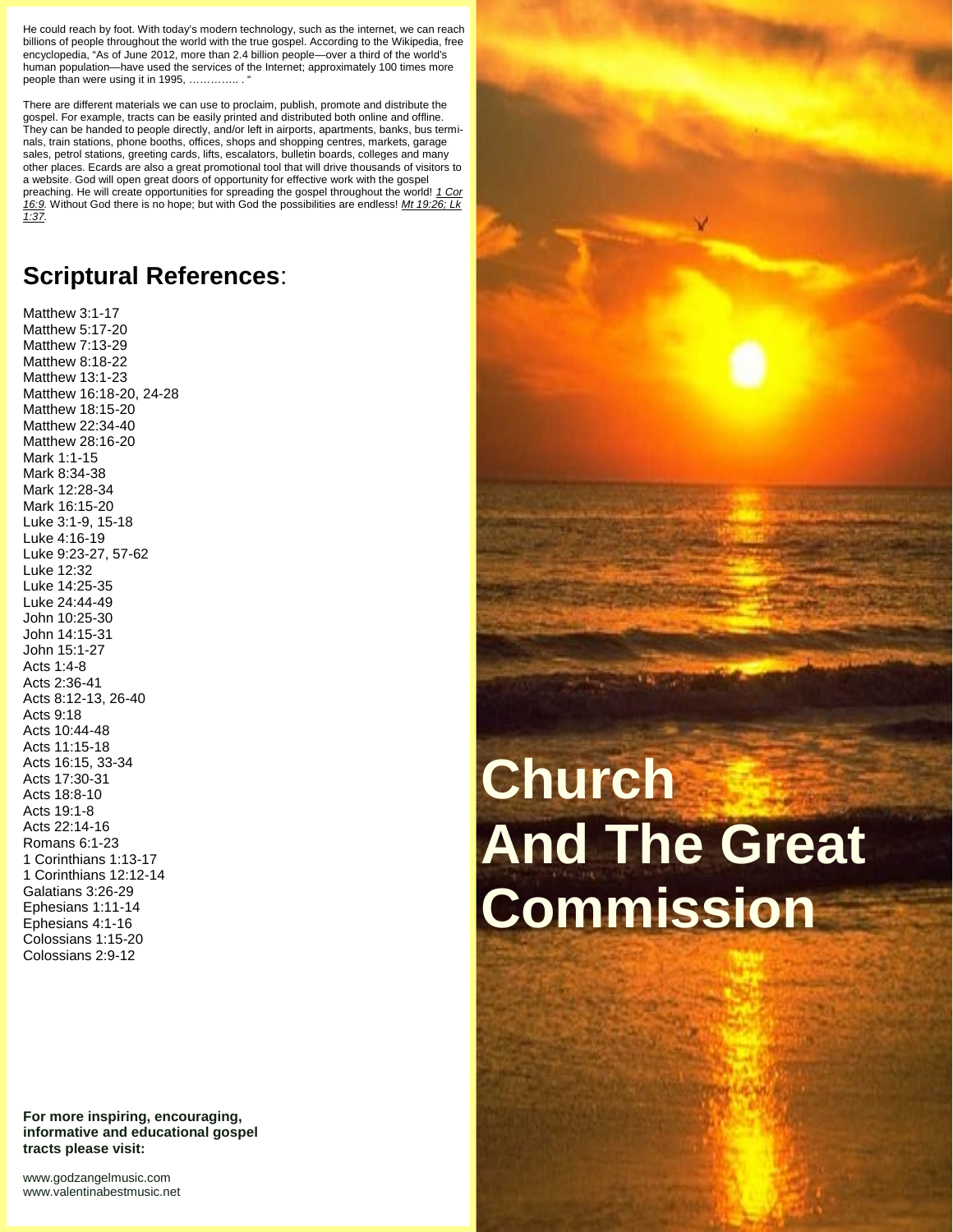He could reach by foot. With today's modern technology, such as the internet, we can reach billions of people throughout the world with the true gospel. According to the Wikipedia, free encyclopedia, "As of June 2012, more than 2.4 billion people—over a third of the world's human population—have used the services of the Internet; approximately 100 times more people than were using it in 1995, ………….. . "

There are different materials we can use to proclaim, publish, promote and distribute the gospel. For example, tracts can be easily printed and distributed both online and offline. They can be handed to people directly, and/or left in airports, apartments, banks, bus terminals, train stations, phone booths, offices, shops and shopping centres, markets, garage sales, petrol stations, greeting cards, lifts, escalators, bulletin boards, colleges and many other places. Ecards are also a great promotional tool that will drive thousands of visitors to a website. God will open great doors of opportunity for effective work with the gospel preaching. He will create opportunities for spreading the gospel throughout the world! *1 Cor 16:9*. Without God there is no hope; but with God the possibilities are endless! *Mt 19:26; Lk 1:37*.

## Scriptural References:

Matthew 3:1-17
Matthew 5:17-20
Matthew 7:13-29
Matthew 8:18-22
Matthew 13:1-23
Matthew 16:18-20, 24-28
Matthew 18:15-20
Matthew 22:34-40
Matthew 28:16-20
Mark 1:1-15
Mark 8:34-38
Mark 12:28-34
Mark 16:15-20
Luke 3:1-9, 15-18
Luke 4:16-19
Luke 9:23-27, 57-62
Luke 12:32
Luke 14:25-35
Luke 24:44-49
John 10:25-30
John 14:15-31
John 15:1-27
Acts 1:4-8
Acts 2:36-41
Acts 8:12-13, 26-40
Acts 9:18
Acts 10:44-48
Acts 11:15-18
Acts 16:15, 33-34
Acts 17:30-31
Acts 18:8-10
Acts 19:1-8
Acts 22:14-16
Romans 6:1-23
1 Corinthians 1:13-17
1 Corinthians 12:12-14
Galatians 3:26-29
Ephesians 1:11-14
Ephesians 4:1-16
Colossians 1:15-20
Colossians 2:9-12

**For more inspiring, encouraging, informative and educational gospel tracts please visit:**

www.godzangelmusic.com
www.valentinabestmusic.net

# Church And The Great Commission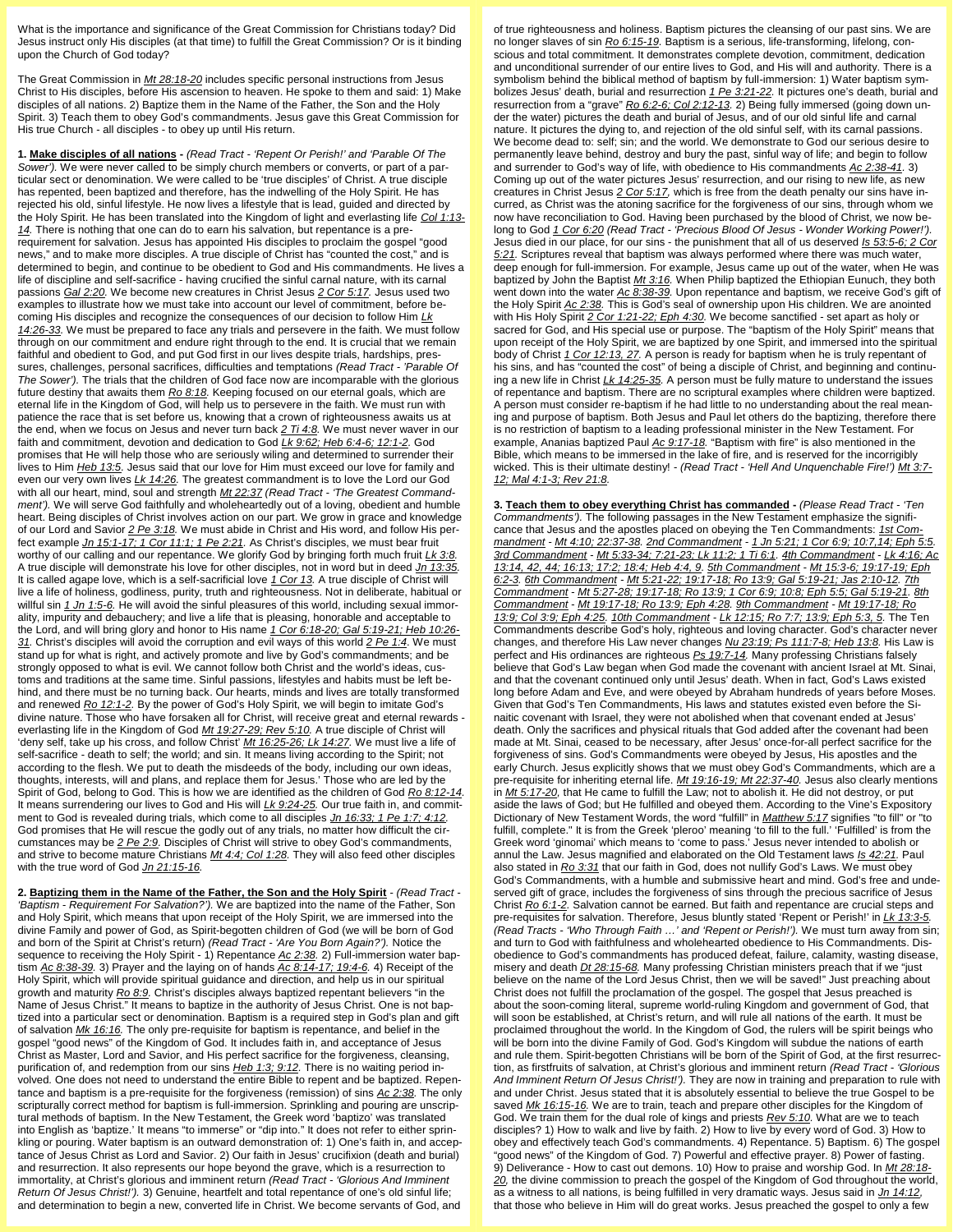What is the importance and significance of the Great Commission for Christians today? Did Jesus instruct only His disciples (at that time) to fulfill the Great Commission? Or is it binding upon the Church of God today?

The Great Commission in *Mt 28:18-20* includes specific personal instructions from Jesus Christ to His disciples, before His ascension to heaven. He spoke to them and said: 1) Make disciples of all nations. 2) Baptize them in the Name of the Father, the Son and the Holy Spirit. 3) Teach them to obey God's commandments. Jesus gave this Great Commission for His true Church - all disciples - to obey up until His return.

**1. Make disciples of all nations -** *(Read Tract - 'Repent Or Perish!' and 'Parable Of The Sower').* We were never called to be simply church members or converts, or part of a particular sect or denomination. We were called to be 'true disciples' of Christ. A true disciple has repented, been baptized and therefore, has the indwelling of the Holy Spirit. He has rejected his old, sinful lifestyle. He now lives a lifestyle that is lead, guided and directed by the Holy Spirit. He has been translated into the Kingdom of light and everlasting life *Col 1:13-14.* There is nothing that one can do to earn his salvation, but repentance is a pre-requirement for salvation. Jesus has appointed His disciples to proclaim the gospel "good news," and to make more disciples. A true disciple of Christ has "counted the cost," and is determined to begin, and continue to be obedient to God and His commandments. He lives a life of discipline and self-sacrifice - having crucified the sinful carnal nature, with its carnal passions *Gal 2:20.* We become new creatures in Christ Jesus *2 Cor 5:17.* Jesus used two examples to illustrate how we must take into account our level of commitment, before becoming His disciples and recognize the consequences of our decision to follow Him *Lk 14:26-33.* We must be prepared to face any trials and persevere in the faith. We must follow through on our commitment and endure right through to the end. It is crucial that we remain faithful and obedient to God, and put God first in our lives despite trials, hardships, pressures, challenges, personal sacrifices, difficulties and temptations *(Read Tract - 'Parable Of The Sower').* The trials that the children of God face now are incomparable with the glorious future destiny that awaits them *Ro 8:18.* Keeping focused on our eternal goals, which are eternal life in the Kingdom of God, will help us to persevere in the faith. We must run with patience the race that is set before us, knowing that a crown of righteousness awaits us at the end, when we focus on Jesus and never turn back *2 Ti 4:8.* We must never waver in our faith and commitment, devotion and dedication to God *Lk 9:62; Heb 6:4-6; 12:1-2.* God promises that He will help those who are seriously wiling and determined to surrender their lives to Him *Heb 13:5.* Jesus said that our love for Him must exceed our love for family and even our very own lives *Lk 14:26.* The greatest commandment is to love the Lord our God with all our heart, mind, soul and strength *Mt 22:37 (Read Tract - 'The Greatest Commandment').* We will serve God faithfully and wholeheartedly out of a loving, obedient and humble heart. Being disciples of Christ involves action on our part. We grow in grace and knowledge of our Lord and Savior *2 Pe 3:18.* We must abide in Christ and His word, and follow His perfect example *Jn 15:1-17; 1 Cor 11:1; 1 Pe 2:21.* As Christ's disciples, we must bear fruit worthy of our calling and our repentance. We glorify God by bringing forth much fruit *Lk 3:8.* A true disciple will demonstrate his love for other disciples, not in word but in deed *Jn 13:35.* It is called agape love, which is a self-sacrificial love *1 Cor 13.* A true disciple of Christ will live a life of holiness, godliness, purity, truth and righteousness. Not in deliberate, habitual or willful sin *1 Jn 1:5-6.* He will avoid the sinful pleasures of this world, including sexual immorality, impurity and debauchery; and live a life that is pleasing, honorable and acceptable to the Lord, and will bring glory and honor to His name *1 Cor 6:18-20; Gal 5:19-21; Heb 10:26-31.* Christ's disciples will avoid the corruption and evil ways of this world *2 Pe 1:4.* We must stand up for what is right, and actively promote and live by God's commandments; and be strongly opposed to what is evil. We cannot follow both Christ and the world's ideas, customs and traditions at the same time. Sinful passions, lifestyles and habits must be left behind, and there must be no turning back. Our hearts, minds and lives are totally transformed and renewed *Ro 12:1-2.* By the power of God's Holy Spirit, we will begin to imitate God's divine nature. Those who have forsaken all for Christ, will receive great and eternal rewards - everlasting life in the Kingdom of God *Mt 19:27-29; Rev 5:10.* A true disciple of Christ will 'deny self, take up his cross, and follow Christ' *Mt 16:25-26; Lk 14:27.* We must live a life of self-sacrifice - death to self; the world; and sin. It means living according to the Spirit; not according to the flesh. We put to death the misdeeds of the body, including our own ideas, thoughts, interests, will and plans, and replace them for Jesus.' Those who are led by the Spirit of God, belong to God. This is how we are identified as the children of God *Ro 8:12-14.* It means surrendering our lives to God and His will *Lk 9:24-25.* Our true faith in, and commitment to God is revealed during trials, which come to all disciples *Jn 16:33; 1 Pe 1:7; 4:12.* God promises that He will rescue the godly out of any trials, no matter how difficult the circumstances may be *2 Pe 2:9.* Disciples of Christ will strive to obey God's commandments, and strive to become mature Christians *Mt 4:4; Col 1:28.* They will also feed other disciples with the true word of God *Jn 21:15-16.*

**2. Baptizing them in the Name of the Father, the Son and the Holy Spirit** - *(Read Tract - 'Baptism - Requirement For Salvation?').* We are baptized into the name of the Father, Son and Holy Spirit, which means that upon receipt of the Holy Spirit, we are immersed into the divine Family and power of God, as Spirit-begotten children of God (we will be born of God and born of the Spirit at Christ's return) *(Read Tract - 'Are You Born Again?').* Notice the sequence to receiving the Holy Spirit - 1) Repentance *Ac 2:38.* 2) Full-immersion water baptism *Ac 8:38-39.* 3) Prayer and the laying on of hands *Ac 8:14-17; 19:4-6.* 4) Receipt of the Holy Spirit, which will provide spiritual guidance and direction, and help us in our spiritual growth and maturity *Ro 8:9.* Christ's disciples always baptized repentant believers "in the Name of Jesus Christ." It means to baptize in the authority of Jesus Christ. One is not baptized into a particular sect or denomination. Baptism is a required step in God's plan and gift of salvation *Mk 16:16.* The only pre-requisite for baptism is repentance, and belief in the gospel "good news" of the Kingdom of God. It includes faith in, and acceptance of Jesus Christ as Master, Lord and Savior, and His perfect sacrifice for the forgiveness, cleansing, purification of, and redemption from our sins *Heb 1:3; 9:12.* There is no waiting period involved. One does not need to understand the entire Bible to repent and be baptized. Repentance and baptism is a pre-requisite for the forgiveness (remission) of sins *Ac 2:38.* The only scripturally correct method for baptism is full-immersion. Sprinkling and pouring are unscriptural methods of baptism. In the New Testament, the Greek word 'baptizo' was translated into English as 'baptize.' It means "to immerse" or "dip into." It does not refer to either sprinkling or pouring. Water baptism is an outward demonstration of: 1) One's faith in, and acceptance of Jesus Christ as Lord and Savior. 2) Our faith in Jesus' crucifixion (death and burial) and resurrection. It also represents our hope beyond the grave, which is a resurrection to immortality, at Christ's glorious and imminent return *(Read Tract - 'Glorious And Imminent Return Of Jesus Christ!').* 3) Genuine, heartfelt and total repentance of one's old sinful life; and determination to begin a new, converted life in Christ. We become servants of God, and of true righteousness and holiness. Baptism pictures the cleansing of our past sins. We are no longer slaves of sin *Ro 6:15-19.* Baptism is a serious, life-transforming, lifelong, conscious and total commitment. It demonstrates complete devotion, commitment, dedication and unconditional surrender of our entire lives to God, and His will and authority. There is a symbolism behind the biblical method of baptism by full-immersion: 1) Water baptism symbolizes Jesus' death, burial and resurrection *1 Pe 3:21-22.* It pictures one's death, burial and resurrection from a "grave" *Ro 6:2-6; Col 2:12-13.* 2) Being fully immersed (going down under the water) pictures the death and burial of Jesus, and of our old sinful life and carnal nature. It pictures the dying to, and rejection of the old sinful self, with its carnal passions. We become dead to: self; sin; and the world. We demonstrate to God our serious desire to permanently leave behind, destroy and bury the past, sinful way of life; and begin to follow and surrender to God's way of life, with obedience to His commandments *Ac 2:38-41.* 3) Coming up out of the water pictures Jesus' resurrection, and our rising to new life, as new creatures in Christ Jesus *2 Cor 5:17,* which is free from the death penalty our sins have incurred, as Christ was the atoning sacrifice for the forgiveness of our sins, through whom we now have reconciliation to God. Having been purchased by the blood of Christ, we now belong to God *1 Cor 6:20 (Read Tract - 'Precious Blood Of Jesus - Wonder Working Power!').* Jesus died in our place, for our sins - the punishment that all of us deserved *Is 53:5-6; 2 Cor 5:21.* Scriptures reveal that baptism was always performed where there was much water, deep enough for full-immersion. For example, Jesus came up out of the water, when He was baptized by John the Baptist *Mt 3:16.* When Philip baptized the Ethiopian Eunuch, they both went down into the water *Ac 8:38-39.* Upon repentance and baptism, we receive God's gift of the Holy Spirit *Ac 2:38.* This is God's seal of ownership upon His children. We are anointed with His Holy Spirit *2 Cor 1:21-22; Eph 4:30.* We become sanctified - set apart as holy or sacred for God, and His special use or purpose. The "baptism of the Holy Spirit" means that upon receipt of the Holy Spirit, we are baptized by one Spirit, and immersed into the spiritual body of Christ *1 Cor 12:13, 27.* A person is ready for baptism when he is truly repentant of his sins, and has "counted the cost" of being a disciple of Christ, and beginning and continuing a new life in Christ *Lk 14:25-35.* A person must be fully mature to understand the issues of repentance and baptism. There are no scriptural examples where children were baptized. A person must consider re-baptism if he had little to no understanding about the real meaning and purpose of baptism. Both Jesus and Paul let others do the baptizing, therefore there is no restriction of baptism to a leading professional minister in the New Testament. For example, Ananias baptized Paul *Ac 9:17-18.* "Baptism with fire" is also mentioned in the Bible, which means to be immersed in the lake of fire, and is reserved for the incorrigibly wicked. This is their ultimate destiny! - *(Read Tract - 'Hell And Unquenchable Fire!') Mt 3:7-12; Mal 4:1-3; Rev 21:8.*

**3. Teach them to obey everything Christ has commanded -** *(Please Read Tract - 'Ten Commandments').* The following passages in the New Testament emphasize the significance that Jesus and the apostles placed on obeying the Ten Commandments: *1st Commandment - Mt 4:10; 22:37-38. 2nd Commandment - 1 Jn 5:21; 1 Cor 6:9; 10:7,14; Eph 5:5. 3rd Commandment - Mt 5:33-34; 7:21-23; Lk 11:2; 1 Ti 6:1. 4th Commandment - Lk 4:16; Ac 13:14, 42, 44; 16:13; 17:2; 18:4; Heb 4:4, 9. 5th Commandment - Mt 15:3-6; 19:17-19; Eph 6:2-3. 6th Commandment - Mt 5:21-22; 19:17-18; Ro 13:9; Gal 5:19-21; Jas 2:10-12. 7th Commandment - Mt 5:27-28; 19:17-18; Ro 13:9; 1 Cor 6:9; 10:8; Eph 5:5; Gal 5:19-21. 8th Commandment - Mt 19:17-18; Ro 13:9; Eph 4:28. 9th Commandment - Mt 19:17-18; Ro 13:9; Col 3:9; Eph 4:25. 10th Commandment - Lk 12:15; Ro 7:7; 13:9; Eph 5:3, 5.* The Ten Commandments describe God's holy, righteous and loving character. God's character never changes, and therefore His Law never changes *Nu 23:19; Ps 111:7-8; Heb 13:8.* His Law is perfect and His ordinances are righteous *Ps 19:7-14.* Many professing Christians falsely believe that God's Law began when God made the covenant with ancient Israel at Mt. Sinai, and that the covenant continued only until Jesus' death. When in fact, God's Laws existed long before Adam and Eve, and were obeyed by Abraham hundreds of years before Moses. Given that God's Ten Commandments, His laws and statutes existed even before the Sinaitic covenant with Israel, they were not abolished when that covenant ended at Jesus' death. Only the sacrifices and physical rituals that God added after the covenant had been made at Mt. Sinai, ceased to be necessary, after Jesus' once-for-all perfect sacrifice for the forgiveness of sins. God's Commandments were obeyed by Jesus, His apostles and the early Church. Jesus explicitly shows that we must obey God's Commandments, which are a pre-requisite for inheriting eternal life. *Mt 19:16-19; Mt 22:37-40.* Jesus also clearly mentions in *Mt 5:17-20,* that He came to fulfill the Law; not to abolish it. He did not destroy, or put aside the laws of God; but He fulfilled and obeyed them. According to the Vine's Expository Dictionary of New Testament Words, the word "fulfill" in *Matthew 5:17* signifies "to fill" or "to fulfill, complete." It is from the Greek 'pleroo' meaning 'to fill to the full.' 'Fulfilled' is from the Greek word 'ginomai' which means to 'come to pass.' Jesus never intended to abolish or annul the Law. Jesus magnified and elaborated on the Old Testament laws *Is 42:21.* Paul also stated in *Ro 3:31* that our faith in God, does not nullify God's Laws. We must obey God's Commandments, with a humble and submissive heart and mind. God's free and undeserved gift of grace, includes the forgiveness of sins through the precious sacrifice of Jesus Christ *Ro 6:1-2.* Salvation cannot be earned. But faith and repentance are crucial steps and pre-requisites for salvation. Therefore, Jesus bluntly stated 'Repent or Perish!' in *Lk 13:3-5. (Read Tracts - 'Who Through Faith …' and 'Repent or Perish!').* We must turn away from sin; and turn to God with faithfulness and wholehearted obedience to His Commandments. Disobedience to God's commandments has produced defeat, failure, calamity, wasting disease, misery and death *Dt 28:15-68.* Many professing Christian ministers preach that if we "just believe on the name of the Lord Jesus Christ, then we will be saved!" Just preaching about Christ does not fulfill the proclamation of the gospel. The gospel that Jesus preached is about the soon-coming literal, supreme world-ruling Kingdom and government of God, that will soon be established, at Christ's return, and will rule all nations of the earth. It must be proclaimed throughout the world. In the Kingdom of God, the rulers will be spirit beings who will be born into the divine Family of God. God's Kingdom will subdue the nations of earth and rule them. Spirit-begotten Christians will be born of the Spirit of God, at the first resurrection, as firstfruits of salvation, at Christ's glorious and imminent return *(Read Tract - 'Glorious And Imminent Return Of Jesus Christ!').* They are now in training and preparation to rule with and under Christ. Jesus stated that it is absolutely essential to believe the true Gospel to be saved *Mk 16:15-16.* We are to train, teach and prepare other disciples for the Kingdom of God. We train them for the dual role of kings and priests *Rev 5:10.* What are we to teach disciples? 1) How to walk and live by faith. 2) How to live by every word of God. 3) How to obey and effectively teach God's commandments. 4) Repentance. 5) Baptism. 6) The gospel "good news" of the Kingdom of God. 7) Powerful and effective prayer. 8) Power of fasting. 9) Deliverance - How to cast out demons. 10) How to praise and worship God. In *Mt 28:18-20,* the divine commission to preach the gospel of the Kingdom of God throughout the world, as a witness to all nations, is being fulfilled in very dramatic ways. Jesus said in *Jn 14:12,* that those who believe in Him will do great works. Jesus preached the gospel to only a few